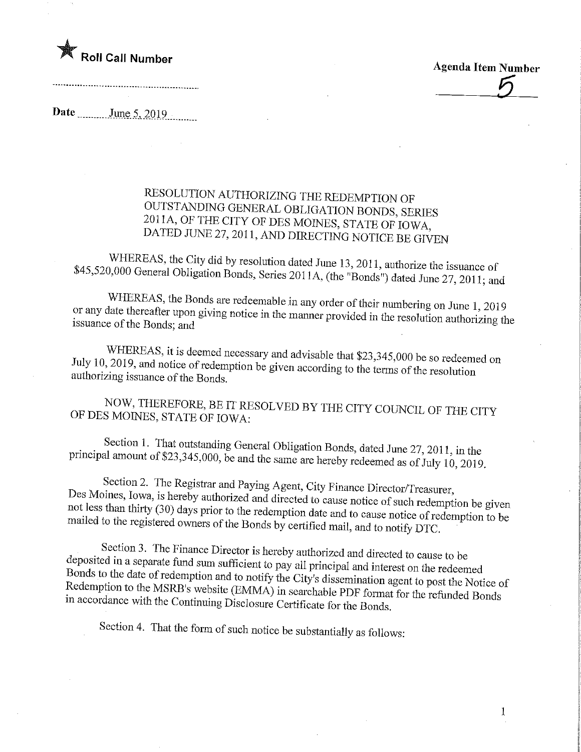★ **Roll Call Number**

**Agenda Item Number**
5

**Date** June 5, 2019

RESOLUTION AUTHORIZING THE REDEMPTION OF OUTSTANDING GENERAL OBLIGATION BONDS, SERIES 2011A, OF THE CITY OF DES MOINES, STATE OF IOWA, DATED JUNE 27, 2011, AND DIRECTING NOTICE BE GIVEN

WHEREAS, the City did by resolution dated June 13, 2011, authorize the issuance of $45,520,000 General Obligation Bonds, Series 2011A, (the "Bonds") dated June 27, 2011; and

WHEREAS, the Bonds are redeemable in any order of their numbering on June 1, 2019 or any date thereafter upon giving notice in the manner provided in the resolution authorizing the issuance of the Bonds; and

WHEREAS, it is deemed necessary and advisable that $23,345,000 be so redeemed on July 10, 2019, and notice of redemption be given according to the terms of the resolution authorizing issuance of the Bonds.

NOW, THEREFORE, BE IT RESOLVED BY THE CITY COUNCIL OF THE CITY OF DES MOINES, STATE OF IOWA:

Section 1. That outstanding General Obligation Bonds, dated June 27, 2011, in the principal amount of $23,345,000, be and the same are hereby redeemed as of July 10, 2019.

Section 2. The Registrar and Paying Agent, City Finance Director/Treasurer, Des Moines, Iowa, is hereby authorized and directed to cause notice of such redemption be given not less than thirty (30) days prior to the redemption date and to cause notice of redemption to be mailed to the registered owners of the Bonds by certified mail, and to notify DTC.

Section 3. The Finance Director is hereby authorized and directed to cause to be deposited in a separate fund sum sufficient to pay all principal and interest on the redeemed Bonds to the date of redemption and to notify the City's dissemination agent to post the Notice of Redemption to the MSRB's website (EMMA) in searchable PDF format for the refunded Bonds in accordance with the Continuing Disclosure Certificate for the Bonds.

Section 4. That the form of such notice be substantially as follows: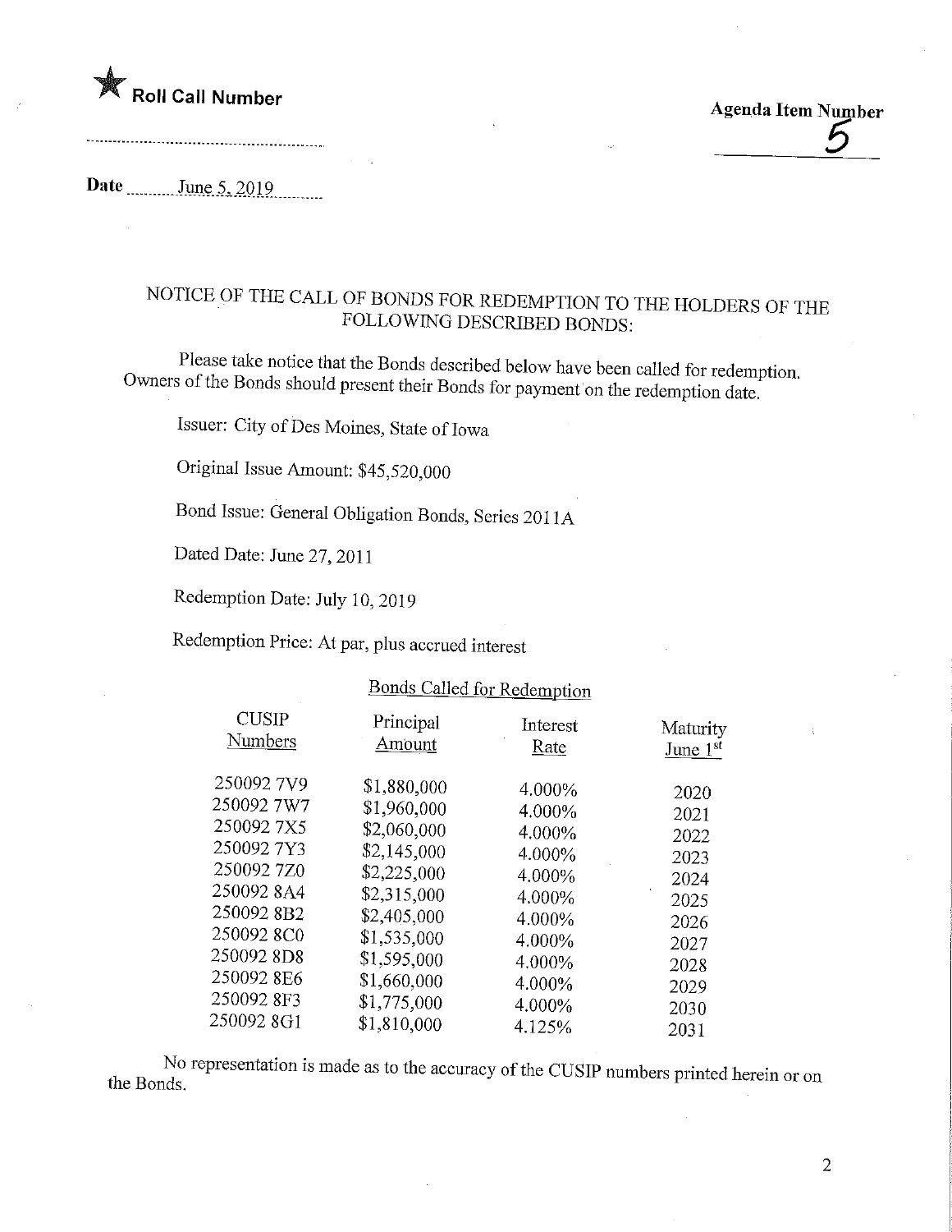★ Roll Call Number

Agenda Item Number
5

Date June 5, 2019

## NOTICE OF THE CALL OF BONDS FOR REDEMPTION TO THE HOLDERS OF THE FOLLOWING DESCRIBED BONDS:

Please take notice that the Bonds described below have been called for redemption. Owners of the Bonds should present their Bonds for payment on the redemption date.

Issuer: City of Des Moines, State of Iowa

Original Issue Amount: $45,520,000

Bond Issue: General Obligation Bonds, Series 2011A

Dated Date: June 27, 2011

Redemption Date: July 10, 2019

Redemption Price: At par, plus accrued interest

Bonds Called for Redemption

| CUSIP Numbers | Principal Amount | Interest Rate | Maturity June 1st |
|---|---|---|---|
| 250092 7V9 | $1,880,000 | 4.000% | 2020 |
| 250092 7W7 | $1,960,000 | 4.000% | 2021 |
| 250092 7X5 | $2,060,000 | 4.000% | 2022 |
| 250092 7Y3 | $2,145,000 | 4.000% | 2023 |
| 250092 7Z0 | $2,225,000 | 4.000% | 2024 |
| 250092 8A4 | $2,315,000 | 4.000% | 2025 |
| 250092 8B2 | $2,405,000 | 4.000% | 2026 |
| 250092 8C0 | $1,535,000 | 4.000% | 2027 |
| 250092 8D8 | $1,595,000 | 4.000% | 2028 |
| 250092 8E6 | $1,660,000 | 4.000% | 2029 |
| 250092 8F3 | $1,775,000 | 4.000% | 2030 |
| 250092 8G1 | $1,810,000 | 4.125% | 2031 |

No representation is made as to the accuracy of the CUSIP numbers printed herein or on the Bonds.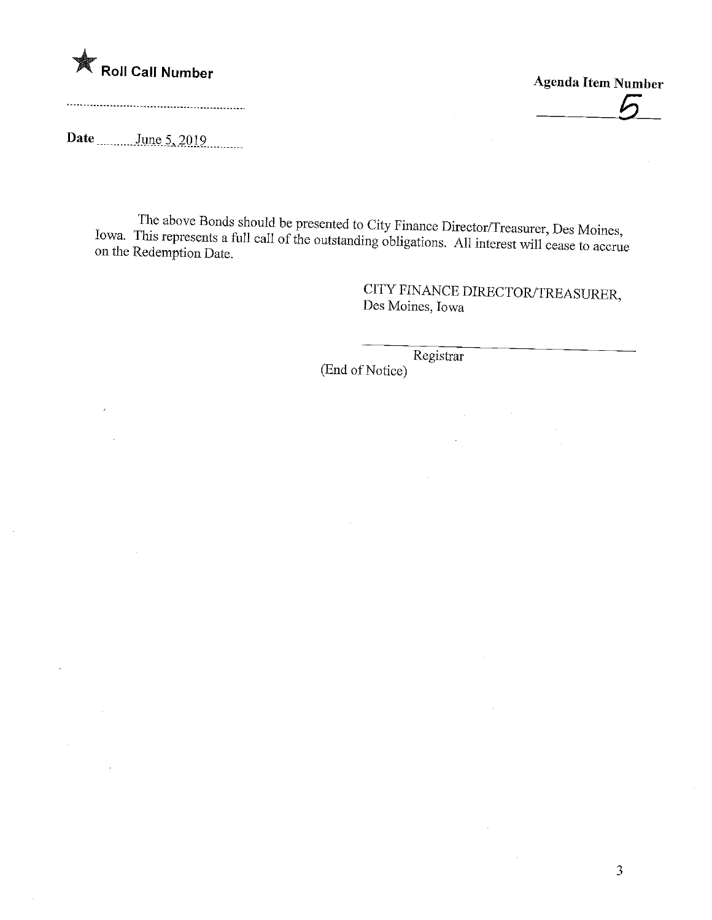★ **Roll Call Number**

.............................................................

**Agenda Item Number**

5

**Date** June 5, 2019

The above Bonds should be presented to City Finance Director/Treasurer, Des Moines, Iowa. This represents a full call of the outstanding obligations. All interest will cease to accrue on the Redemption Date.

CITY FINANCE DIRECTOR/TREASURER,
Des Moines, Iowa

_______________________________
Registrar

(End of Notice)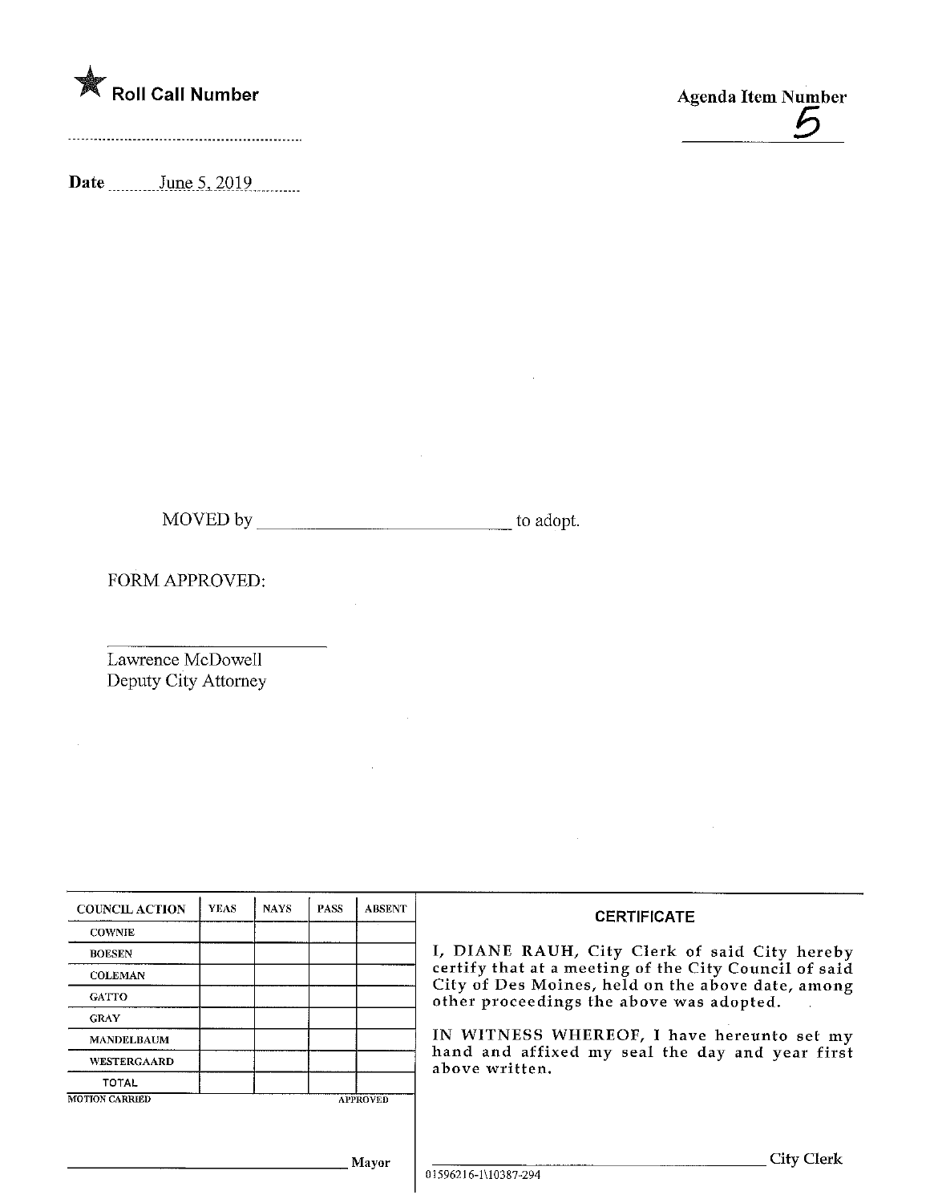★ Roll Call Number

Agenda Item Number
5

Date June 5, 2019

MOVED by ____________________________ to adopt.

FORM APPROVED:

____________________________
Lawrence McDowell
Deputy City Attorney

| COUNCIL ACTION | YEAS | NAYS | PASS | ABSENT |
| --- | --- | --- | --- | --- |
| COWNIE | | | | |
| BOESEN | | | | |
| COLEMAN | | | | |
| GATTO | | | | |
| GRAY | | | | |
| MANDELBAUM | | | | |
| WESTERGAARD | | | | |
| TOTAL | | | | |

MOTION CARRIED APPROVED

____________________________ Mayor

**CERTIFICATE**

I, DIANE RAUH, City Clerk of said City hereby certify that at a meeting of the City Council of said City of Des Moines, held on the above date, among other proceedings the above was adopted.

IN WITNESS WHEREOF, I have hereunto set my hand and affixed my seal the day and year first above written.

____________________________ City Clerk

01596216-1\10387-294